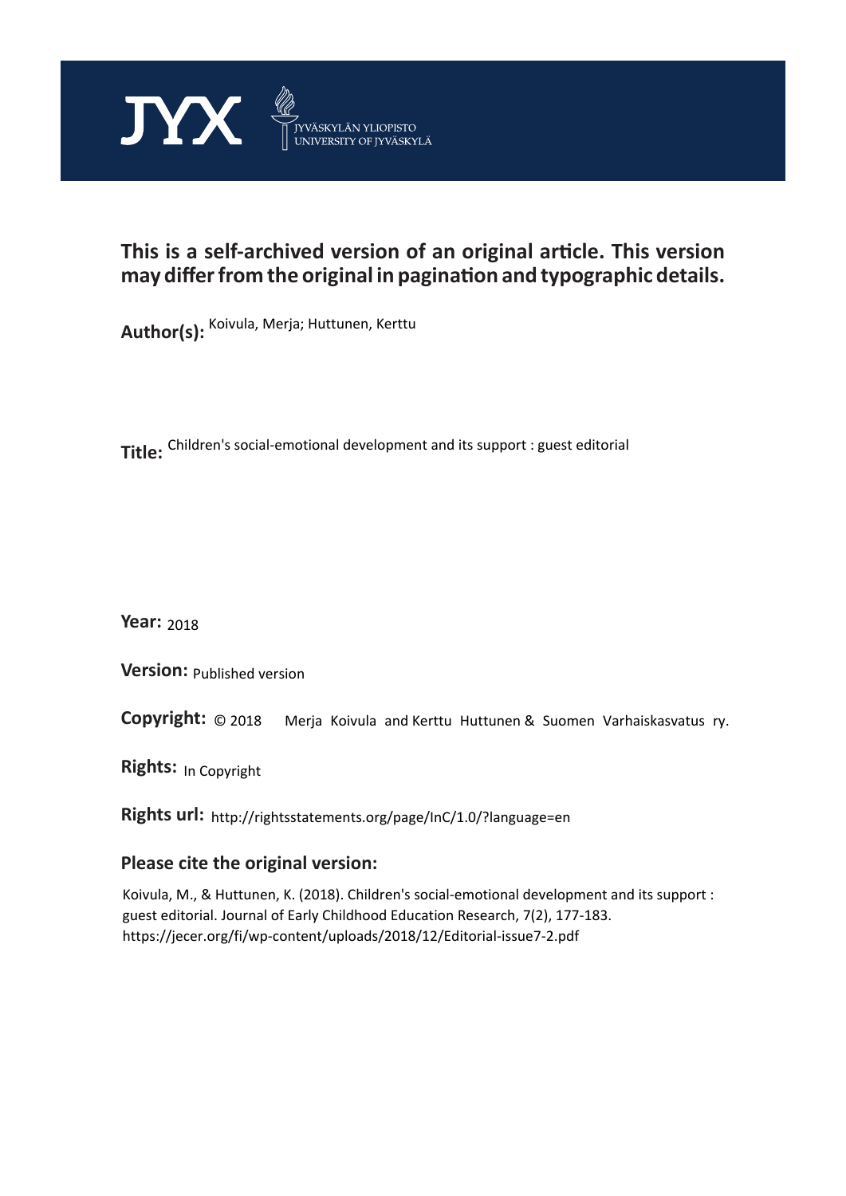JYX JYVÄSKYLÄN YLIOPISTO UNIVERSITY OF JYVÄSKYLÄ

**This is a self-archived version of an original article. This version may differ from the original in pagination and typographic details.**

**Author(s):** Koivula, Merja; Huttunen, Kerttu

**Title:** Children's social-emotional development and its support : guest editorial

**Year:** 2018

**Version:** Published version

**Copyright:** © 2018 Merja Koivula and Kerttu Huttunen & Suomen Varhaiskasvatus ry.

**Rights:** In Copyright

**Rights url:** http://rightsstatements.org/page/InC/1.0/?language=en

**Please cite the original version:**

Koivula, M., & Huttunen, K. (2018). Children's social-emotional development and its support : guest editorial. Journal of Early Childhood Education Research, 7(2), 177-183. https://jecer.org/fi/wp-content/uploads/2018/12/Editorial-issue7-2.pdf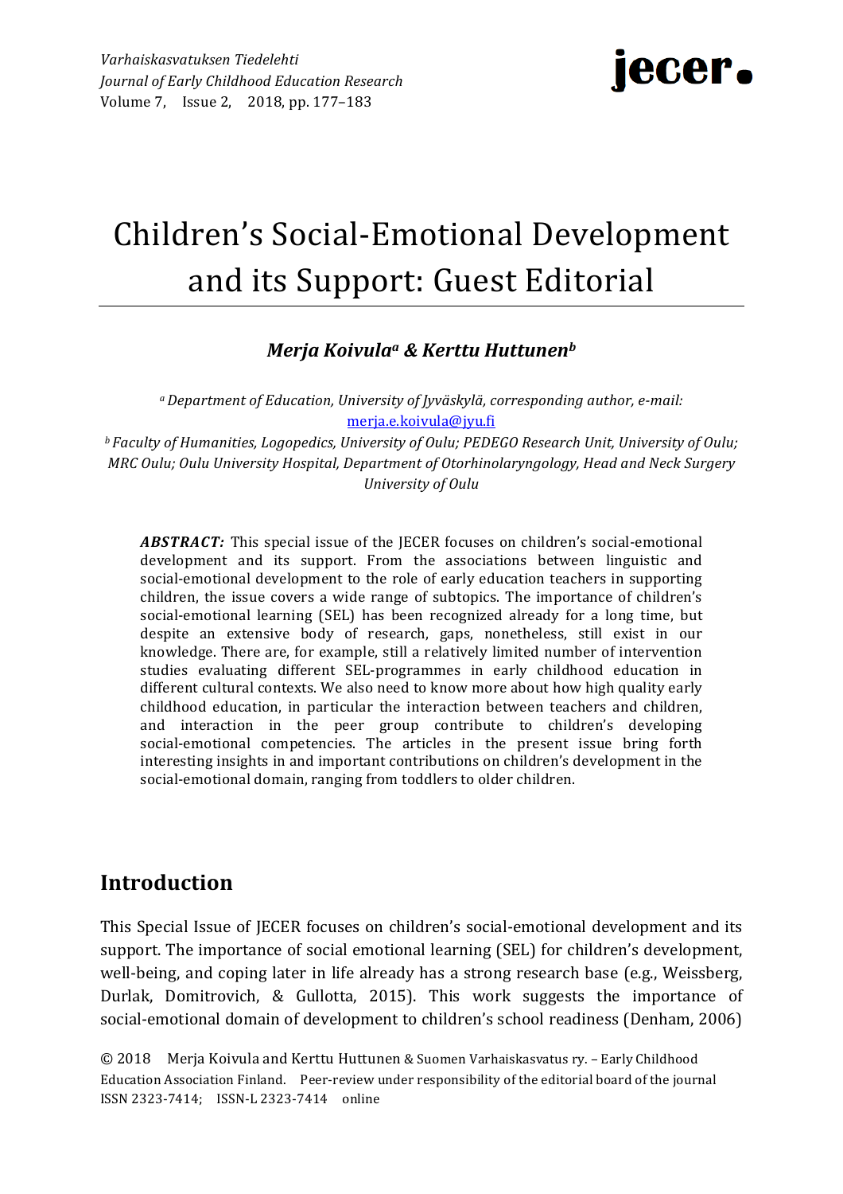# Children's Social-Emotional Development and its Support: Guest Editorial

***Merja Koivula[a] & Kerttu Huttunen[b]***

*[a] Department of Education, University of Jyväskylä, corresponding author, e-mail:* merja.e.koivula@jyu.fi

*[b] Faculty of Humanities, Logopedics, University of Oulu; PEDEGO Research Unit, University of Oulu; MRC Oulu; Oulu University Hospital, Department of Otorhinolaryngology, Head and Neck Surgery University of Oulu*

***ABSTRACT:*** This special issue of the JECER focuses on children's social-emotional development and its support. From the associations between linguistic and social-emotional development to the role of early education teachers in supporting children, the issue covers a wide range of subtopics. The importance of children's social-emotional learning (SEL) has been recognized already for a long time, but despite an extensive body of research, gaps, nonetheless, still exist in our knowledge. There are, for example, still a relatively limited number of intervention studies evaluating different SEL-programmes in early childhood education in different cultural contexts. We also need to know more about how high quality early childhood education, in particular the interaction between teachers and children, and interaction in the peer group contribute to children's developing social-emotional competencies. The articles in the present issue bring forth interesting insights in and important contributions on children's development in the social-emotional domain, ranging from toddlers to older children.

## Introduction

This Special Issue of JECER focuses on children's social-emotional development and its support. The importance of social emotional learning (SEL) for children's development, well-being, and coping later in life already has a strong research base (e.g., Weissberg, Durlak, Domitrovich, & Gullotta, 2015). This work suggests the importance of social-emotional domain of development to children's school readiness (Denham, 2006)

© 2018 Merja Koivula and Kerttu Huttunen & Suomen Varhaiskasvatus ry. – Early Childhood Education Association Finland. Peer-review under responsibility of the editorial board of the journal ISSN 2323-7414; ISSN-L 2323-7414 online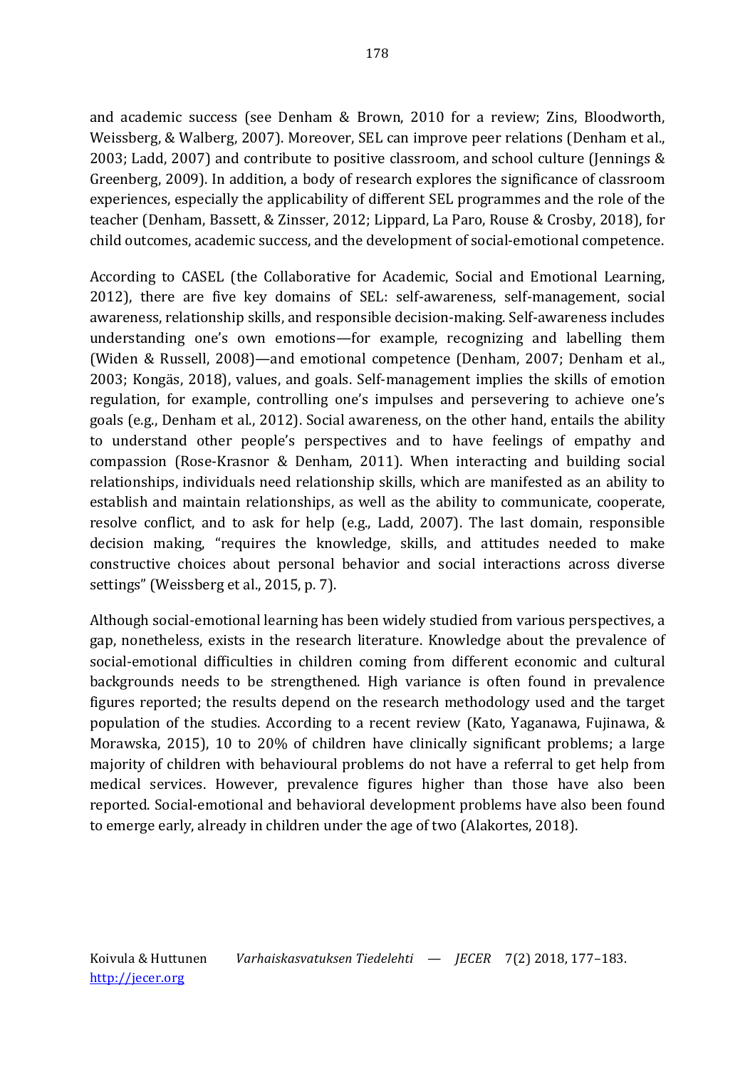and academic success (see Denham & Brown, 2010 for a review; Zins, Bloodworth, Weissberg, & Walberg, 2007). Moreover, SEL can improve peer relations (Denham et al., 2003; Ladd, 2007) and contribute to positive classroom, and school culture (Jennings & Greenberg, 2009). In addition, a body of research explores the significance of classroom experiences, especially the applicability of different SEL programmes and the role of the teacher (Denham, Bassett, & Zinsser, 2012; Lippard, La Paro, Rouse & Crosby, 2018), for child outcomes, academic success, and the development of social-emotional competence.

According to CASEL (the Collaborative for Academic, Social and Emotional Learning, 2012), there are five key domains of SEL: self-awareness, self-management, social awareness, relationship skills, and responsible decision-making. Self-awareness includes understanding one's own emotions—for example, recognizing and labelling them (Widen & Russell, 2008)—and emotional competence (Denham, 2007; Denham et al., 2003; Kongäs, 2018), values, and goals. Self-management implies the skills of emotion regulation, for example, controlling one's impulses and persevering to achieve one's goals (e.g., Denham et al., 2012). Social awareness, on the other hand, entails the ability to understand other people's perspectives and to have feelings of empathy and compassion (Rose-Krasnor & Denham, 2011). When interacting and building social relationships, individuals need relationship skills, which are manifested as an ability to establish and maintain relationships, as well as the ability to communicate, cooperate, resolve conflict, and to ask for help (e.g., Ladd, 2007). The last domain, responsible decision making, "requires the knowledge, skills, and attitudes needed to make constructive choices about personal behavior and social interactions across diverse settings" (Weissberg et al., 2015, p. 7).

Although social-emotional learning has been widely studied from various perspectives, a gap, nonetheless, exists in the research literature. Knowledge about the prevalence of social-emotional difficulties in children coming from different economic and cultural backgrounds needs to be strengthened. High variance is often found in prevalence figures reported; the results depend on the research methodology used and the target population of the studies. According to a recent review (Kato, Yaganawa, Fujinawa, & Morawska, 2015), 10 to 20% of children have clinically significant problems; a large majority of children with behavioural problems do not have a referral to get help from medical services. However, prevalence figures higher than those have also been reported. Social-emotional and behavioral development problems have also been found to emerge early, already in children under the age of two (Alakortes, 2018).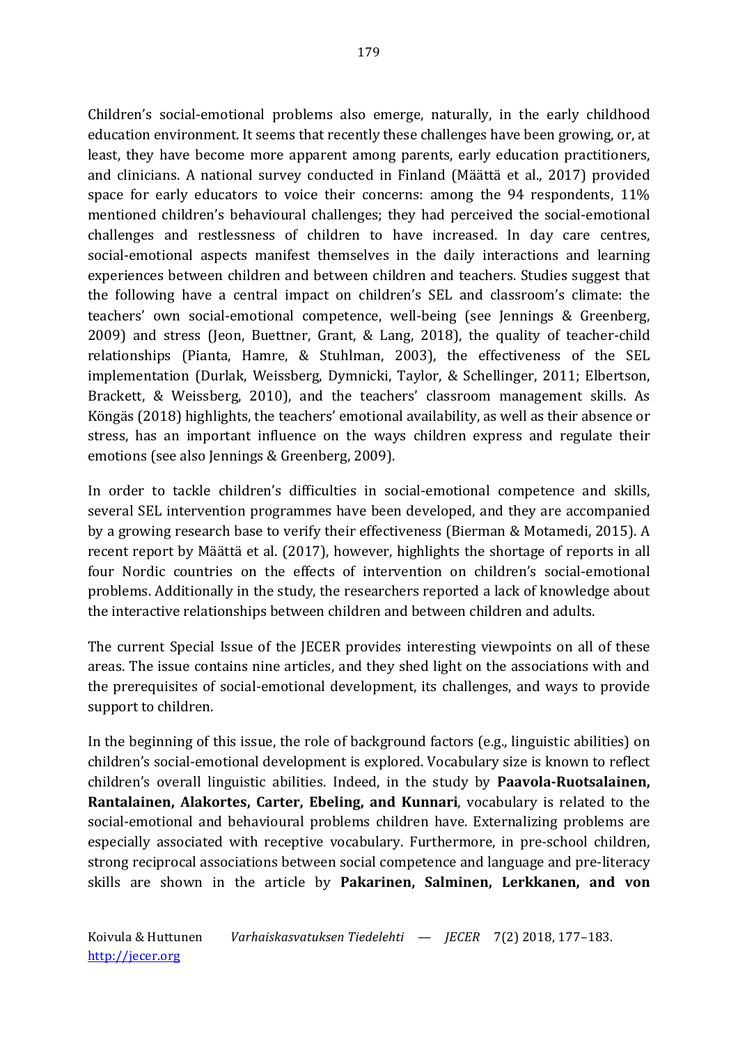Children's social-emotional problems also emerge, naturally, in the early childhood education environment. It seems that recently these challenges have been growing, or, at least, they have become more apparent among parents, early education practitioners, and clinicians. A national survey conducted in Finland (Määttä et al., 2017) provided space for early educators to voice their concerns: among the 94 respondents, 11% mentioned children's behavioural challenges; they had perceived the social-emotional challenges and restlessness of children to have increased. In day care centres, social-emotional aspects manifest themselves in the daily interactions and learning experiences between children and between children and teachers. Studies suggest that the following have a central impact on children's SEL and classroom's climate: the teachers' own social-emotional competence, well-being (see Jennings & Greenberg, 2009) and stress (Jeon, Buettner, Grant, & Lang, 2018), the quality of teacher-child relationships (Pianta, Hamre, & Stuhlman, 2003), the effectiveness of the SEL implementation (Durlak, Weissberg, Dymnicki, Taylor, & Schellinger, 2011; Elbertson, Brackett, & Weissberg, 2010), and the teachers' classroom management skills. As Köngäs (2018) highlights, the teachers' emotional availability, as well as their absence or stress, has an important influence on the ways children express and regulate their emotions (see also Jennings & Greenberg, 2009).

In order to tackle children's difficulties in social-emotional competence and skills, several SEL intervention programmes have been developed, and they are accompanied by a growing research base to verify their effectiveness (Bierman & Motamedi, 2015). A recent report by Määttä et al. (2017), however, highlights the shortage of reports in all four Nordic countries on the effects of intervention on children's social-emotional problems. Additionally in the study, the researchers reported a lack of knowledge about the interactive relationships between children and between children and adults.

The current Special Issue of the JECER provides interesting viewpoints on all of these areas. The issue contains nine articles, and they shed light on the associations with and the prerequisites of social-emotional development, its challenges, and ways to provide support to children.

In the beginning of this issue, the role of background factors (e.g., linguistic abilities) on children's social-emotional development is explored. Vocabulary size is known to reflect children's overall linguistic abilities. Indeed, in the study by **Paavola-Ruotsalainen, Rantalainen, Alakortes, Carter, Ebeling, and Kunnari**, vocabulary is related to the social-emotional and behavioural problems children have. Externalizing problems are especially associated with receptive vocabulary. Furthermore, in pre-school children, strong reciprocal associations between social competence and language and pre-literacy skills are shown in the article by **Pakarinen, Salminen, Lerkkanen, and von**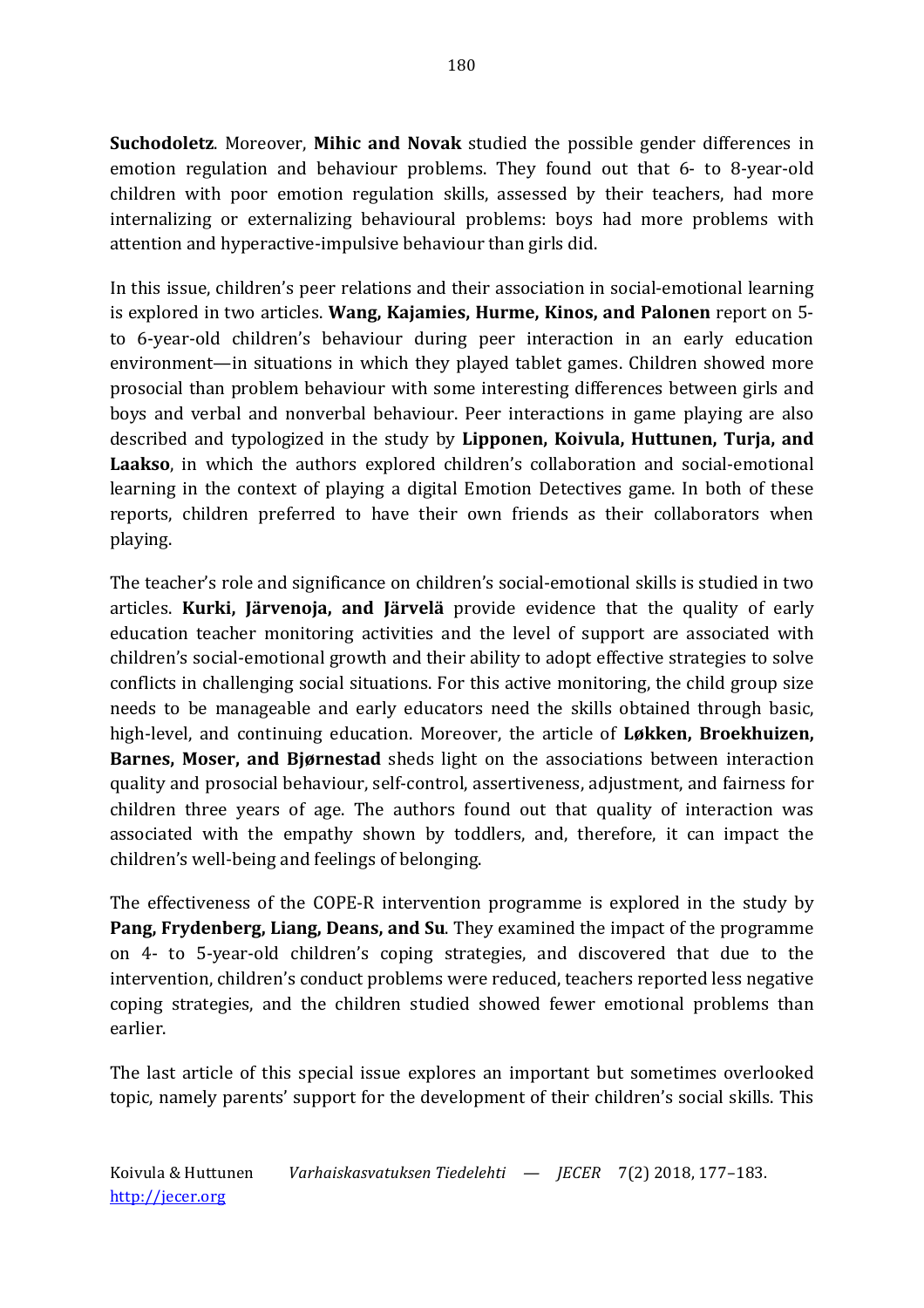**Suchodoletz**. Moreover, **Mihic and Novak** studied the possible gender differences in emotion regulation and behaviour problems. They found out that 6- to 8-year-old children with poor emotion regulation skills, assessed by their teachers, had more internalizing or externalizing behavioural problems: boys had more problems with attention and hyperactive-impulsive behaviour than girls did.

In this issue, children's peer relations and their association in social-emotional learning is explored in two articles. **Wang, Kajamies, Hurme, Kinos, and Palonen** report on 5- to 6-year-old children's behaviour during peer interaction in an early education environment—in situations in which they played tablet games. Children showed more prosocial than problem behaviour with some interesting differences between girls and boys and verbal and nonverbal behaviour. Peer interactions in game playing are also described and typologized in the study by **Lipponen, Koivula, Huttunen, Turja, and Laakso**, in which the authors explored children's collaboration and social-emotional learning in the context of playing a digital Emotion Detectives game. In both of these reports, children preferred to have their own friends as their collaborators when playing.

The teacher's role and significance on children's social-emotional skills is studied in two articles. **Kurki, Järvenoja, and Järvelä** provide evidence that the quality of early education teacher monitoring activities and the level of support are associated with children's social-emotional growth and their ability to adopt effective strategies to solve conflicts in challenging social situations. For this active monitoring, the child group size needs to be manageable and early educators need the skills obtained through basic, high-level, and continuing education. Moreover, the article of **Løkken, Broekhuizen, Barnes, Moser, and Bjørnestad** sheds light on the associations between interaction quality and prosocial behaviour, self-control, assertiveness, adjustment, and fairness for children three years of age. The authors found out that quality of interaction was associated with the empathy shown by toddlers, and, therefore, it can impact the children's well-being and feelings of belonging.

The effectiveness of the COPE-R intervention programme is explored in the study by **Pang, Frydenberg, Liang, Deans, and Su**. They examined the impact of the programme on 4- to 5-year-old children's coping strategies, and discovered that due to the intervention, children's conduct problems were reduced, teachers reported less negative coping strategies, and the children studied showed fewer emotional problems than earlier.

The last article of this special issue explores an important but sometimes overlooked topic, namely parents' support for the development of their children's social skills. This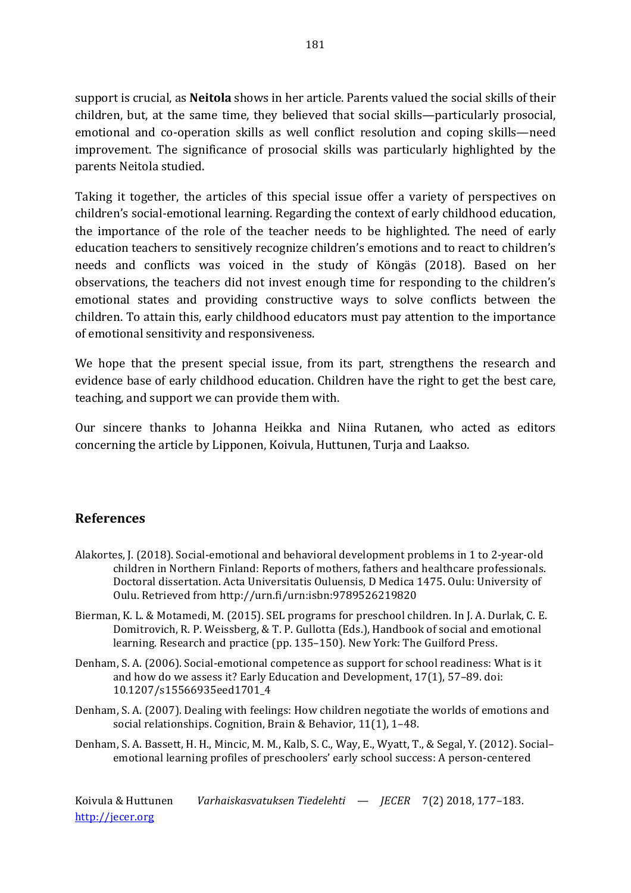support is crucial, as **Neitola** shows in her article. Parents valued the social skills of their children, but, at the same time, they believed that social skills—particularly prosocial, emotional and co-operation skills as well conflict resolution and coping skills—need improvement. The significance of prosocial skills was particularly highlighted by the parents Neitola studied.

Taking it together, the articles of this special issue offer a variety of perspectives on children's social-emotional learning. Regarding the context of early childhood education, the importance of the role of the teacher needs to be highlighted. The need of early education teachers to sensitively recognize children's emotions and to react to children's needs and conflicts was voiced in the study of Köngäs (2018). Based on her observations, the teachers did not invest enough time for responding to the children's emotional states and providing constructive ways to solve conflicts between the children. To attain this, early childhood educators must pay attention to the importance of emotional sensitivity and responsiveness.

We hope that the present special issue, from its part, strengthens the research and evidence base of early childhood education. Children have the right to get the best care, teaching, and support we can provide them with.

Our sincere thanks to Johanna Heikka and Niina Rutanen, who acted as editors concerning the article by Lipponen, Koivula, Huttunen, Turja and Laakso.

## References

Alakortes, J. (2018). Social-emotional and behavioral development problems in 1 to 2-year-old children in Northern Finland: Reports of mothers, fathers and healthcare professionals. Doctoral dissertation. Acta Universitatis Ouluensis, D Medica 1475. Oulu: University of Oulu. Retrieved from http://urn.fi/urn:isbn:9789526219820

Bierman, K. L. & Motamedi, M. (2015). SEL programs for preschool children. In J. A. Durlak, C. E. Domitrovich, R. P. Weissberg, & T. P. Gullotta (Eds.), Handbook of social and emotional learning. Research and practice (pp. 135–150). New York: The Guilford Press.

Denham, S. A. (2006). Social-emotional competence as support for school readiness: What is it and how do we assess it? Early Education and Development, 17(1), 57–89. doi: 10.1207/s15566935eed1701_4

Denham, S. A. (2007). Dealing with feelings: How children negotiate the worlds of emotions and social relationships. Cognition, Brain & Behavior, 11(1), 1–48.

Denham, S. A. Bassett, H. H., Mincic, M. M., Kalb, S. C., Way, E., Wyatt, T., & Segal, Y. (2012). Social–emotional learning profiles of preschoolers' early school success: A person-centered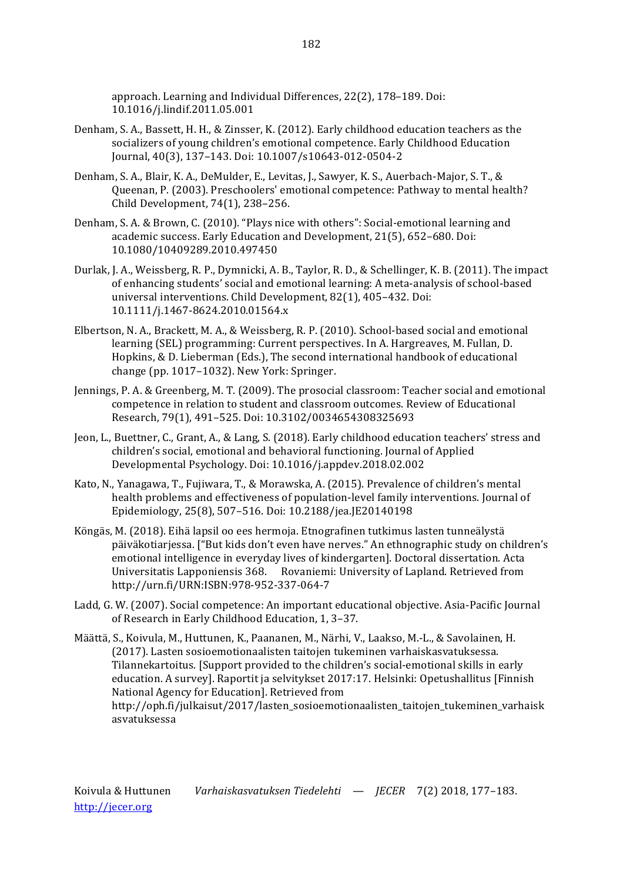approach. Learning and Individual Differences, 22(2), 178–189. Doi: 10.1016/j.lindif.2011.05.001

Denham, S. A., Bassett, H. H., & Zinsser, K. (2012). Early childhood education teachers as the socializers of young children's emotional competence. Early Childhood Education Journal, 40(3), 137–143. Doi: 10.1007/s10643-012-0504-2

Denham, S. A., Blair, K. A., DeMulder, E., Levitas, J., Sawyer, K. S., Auerbach-Major, S. T., & Queenan, P. (2003). Preschoolers' emotional competence: Pathway to mental health? Child Development, 74(1), 238–256.

Denham, S. A. & Brown, C. (2010). "Plays nice with others": Social-emotional learning and academic success. Early Education and Development, 21(5), 652–680. Doi: 10.1080/10409289.2010.497450

Durlak, J. A., Weissberg, R. P., Dymnicki, A. B., Taylor, R. D., & Schellinger, K. B. (2011). The impact of enhancing students' social and emotional learning: A meta-analysis of school-based universal interventions. Child Development, 82(1), 405–432. Doi: 10.1111/j.1467-8624.2010.01564.x

Elbertson, N. A., Brackett, M. A., & Weissberg, R. P. (2010). School-based social and emotional learning (SEL) programming: Current perspectives. In A. Hargreaves, M. Fullan, D. Hopkins, & D. Lieberman (Eds.), The second international handbook of educational change (pp. 1017–1032). New York: Springer.

Jennings, P. A. & Greenberg, M. T. (2009). The prosocial classroom: Teacher social and emotional competence in relation to student and classroom outcomes. Review of Educational Research, 79(1), 491–525. Doi: 10.3102/0034654308325693

Jeon, L., Buettner, C., Grant, A., & Lang, S. (2018). Early childhood education teachers' stress and children's social, emotional and behavioral functioning. Journal of Applied Developmental Psychology. Doi: 10.1016/j.appdev.2018.02.002

Kato, N., Yanagawa, T., Fujiwara, T., & Morawska, A. (2015). Prevalence of children's mental health problems and effectiveness of population-level family interventions. Journal of Epidemiology, 25(8), 507–516. Doi: 10.2188/jea.JE20140198

Köngäs, M. (2018). Eihä lapsil oo ees hermoja. Etnografinen tutkimus lasten tunneälystä päiväkotiarjessa. ["But kids don't even have nerves." An ethnographic study on children's emotional intelligence in everyday lives of kindergarten]. Doctoral dissertation. Acta Universitatis Lapponiensis 368. Rovaniemi: University of Lapland. Retrieved from http://urn.fi/URN:ISBN:978-952-337-064-7

Ladd, G. W. (2007). Social competence: An important educational objective. Asia-Pacific Journal of Research in Early Childhood Education, 1, 3–37.

Määttä, S., Koivula, M., Huttunen, K., Paananen, M., Närhi, V., Laakso, M.-L., & Savolainen, H. (2017). Lasten sosioemotionaalisten taitojen tukeminen varhaiskasvatuksessa. Tilannekartoitus. [Support provided to the children's social-emotional skills in early education. A survey]. Raportit ja selvitykset 2017:17. Helsinki: Opetushallitus [Finnish National Agency for Education]. Retrieved from http://oph.fi/julkaisut/2017/lasten_sosioemotionaalisten_taitojen_tukeminen_varhaiskasvatuksessa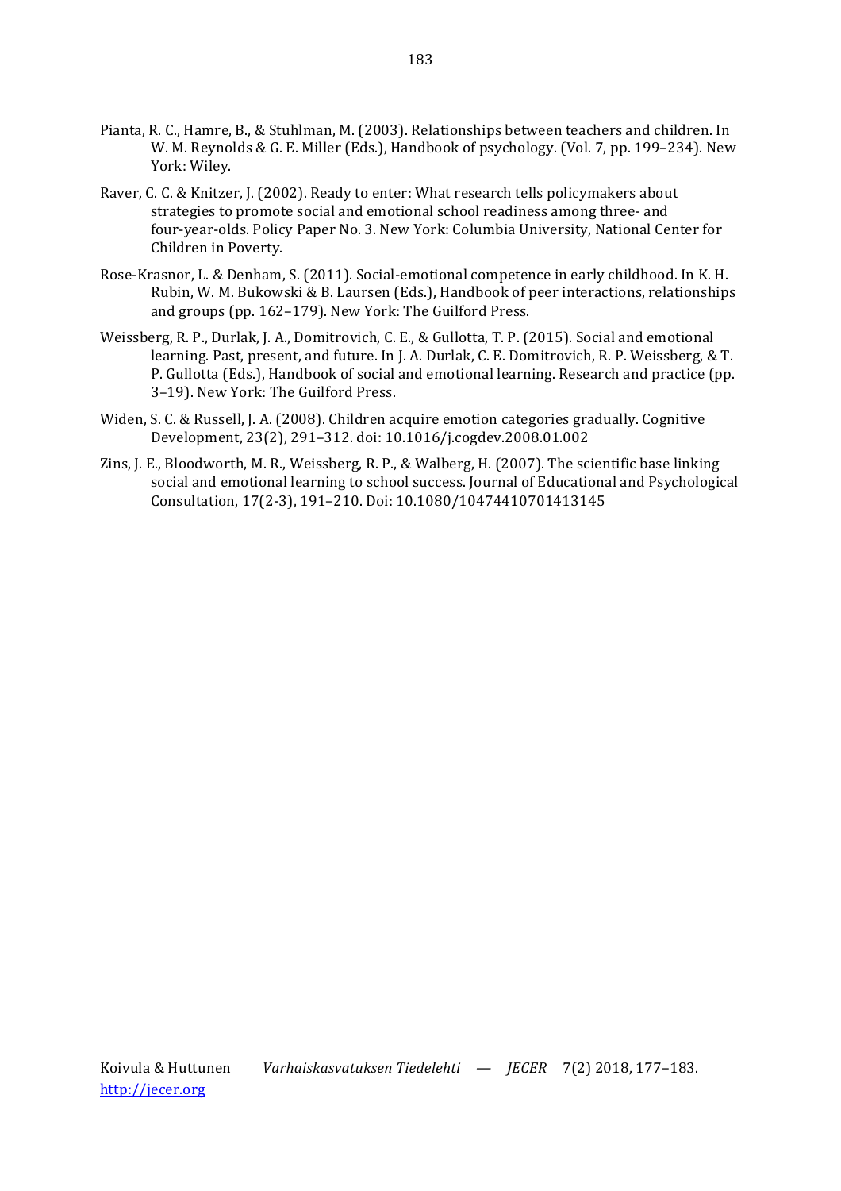Pianta, R. C., Hamre, B., & Stuhlman, M. (2003). Relationships between teachers and children. In W. M. Reynolds & G. E. Miller (Eds.), Handbook of psychology. (Vol. 7, pp. 199–234). New York: Wiley.

Raver, C. C. & Knitzer, J. (2002). Ready to enter: What research tells policymakers about strategies to promote social and emotional school readiness among three- and four-year-olds. Policy Paper No. 3. New York: Columbia University, National Center for Children in Poverty.

Rose-Krasnor, L. & Denham, S. (2011). Social-emotional competence in early childhood. In K. H. Rubin, W. M. Bukowski & B. Laursen (Eds.), Handbook of peer interactions, relationships and groups (pp. 162–179). New York: The Guilford Press.

Weissberg, R. P., Durlak, J. A., Domitrovich, C. E., & Gullotta, T. P. (2015). Social and emotional learning. Past, present, and future. In J. A. Durlak, C. E. Domitrovich, R. P. Weissberg, & T. P. Gullotta (Eds.), Handbook of social and emotional learning. Research and practice (pp. 3–19). New York: The Guilford Press.

Widen, S. C. & Russell, J. A. (2008). Children acquire emotion categories gradually. Cognitive Development, 23(2), 291–312. doi: 10.1016/j.cogdev.2008.01.002

Zins, J. E., Bloodworth, M. R., Weissberg, R. P., & Walberg, H. (2007). The scientific base linking social and emotional learning to school success. Journal of Educational and Psychological Consultation, 17(2-3), 191–210. Doi: 10.1080/10474410701413145